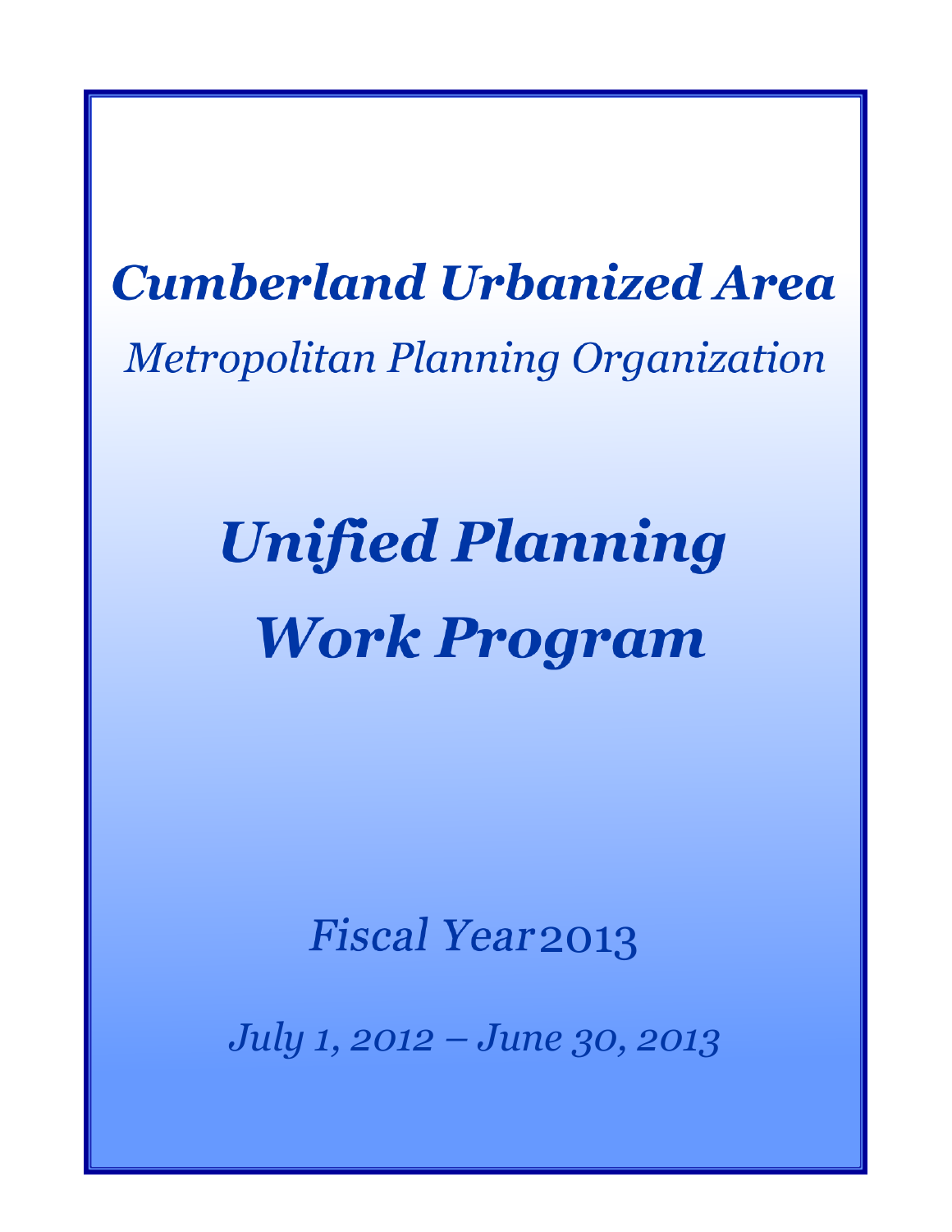# *Cumberland Urbanized Area*

*Metropolitan Planning Organization*

# *Unified Planning Work Program*

*Fiscal Year 2013*

*July 1, 2012 – June 30, 2013*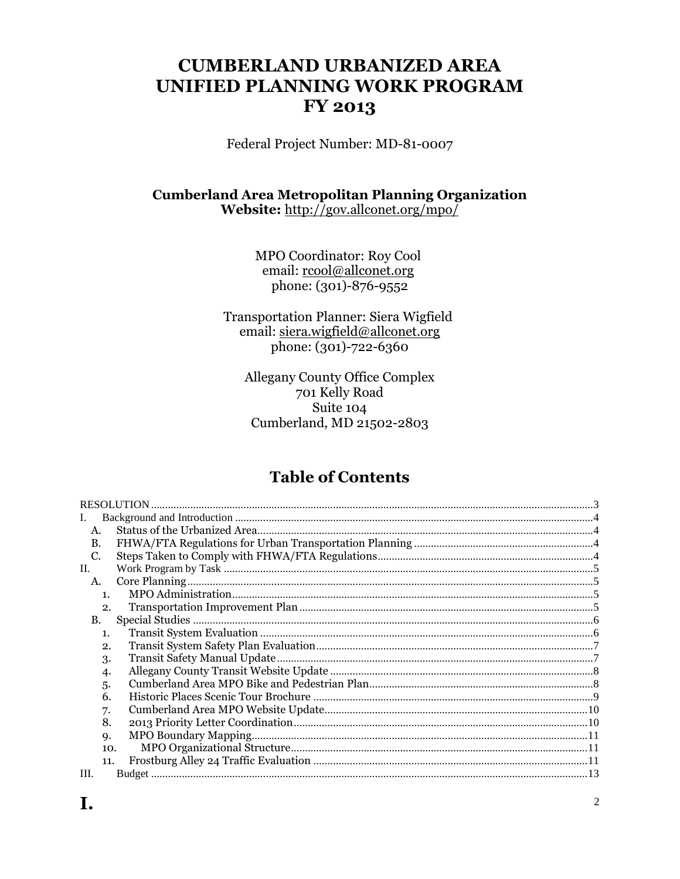# CUMBERLAND URBANIZED AREA
# UNIFIED PLANNING WORK PROGRAM
# FY 2013

Federal Project Number: MD-81-0007

**Cumberland Area Metropolitan Planning Organization**
**Website:** http://gov.allconet.org/mpo/

MPO Coordinator: Roy Cool
email: rcool@allconet.org
phone: (301)-876-9552

Transportation Planner: Siera Wigfield
email: siera.wigfield@allconet.org
phone: (301)-722-6360

Allegany County Office Complex
701 Kelly Road
Suite 104
Cumberland, MD 21502-2803

## Table of Contents

- RESOLUTION ... 3
- I. Background and Introduction ... 4
  - A. Status of the Urbanized Area ... 4
  - B. FHWA/FTA Regulations for Urban Transportation Planning ... 4
  - C. Steps Taken to Comply with FHWA/FTA Regulations ... 4
- II. Work Program by Task ... 5
  - A. Core Planning ... 5
    - 1. MPO Administration ... 5
    - 2. Transportation Improvement Plan ... 5
  - B. Special Studies ... 6
    - 1. Transit System Evaluation ... 6
    - 2. Transit System Safety Plan Evaluation ... 7
    - 3. Transit Safety Manual Update ... 7
    - 4. Allegany County Transit Website Update ... 8
    - 5. Cumberland Area MPO Bike and Pedestrian Plan ... 8
    - 6. Historic Places Scenic Tour Brochure ... 9
    - 7. Cumberland Area MPO Website Update ... 10
    - 8. 2013 Priority Letter Coordination ... 10
    - 9. MPO Boundary Mapping ... 11
    - 10. MPO Organizational Structure ... 11
    - 11. Frostburg Alley 24 Traffic Evaluation ... 11
- III. Budget ... 13

# I.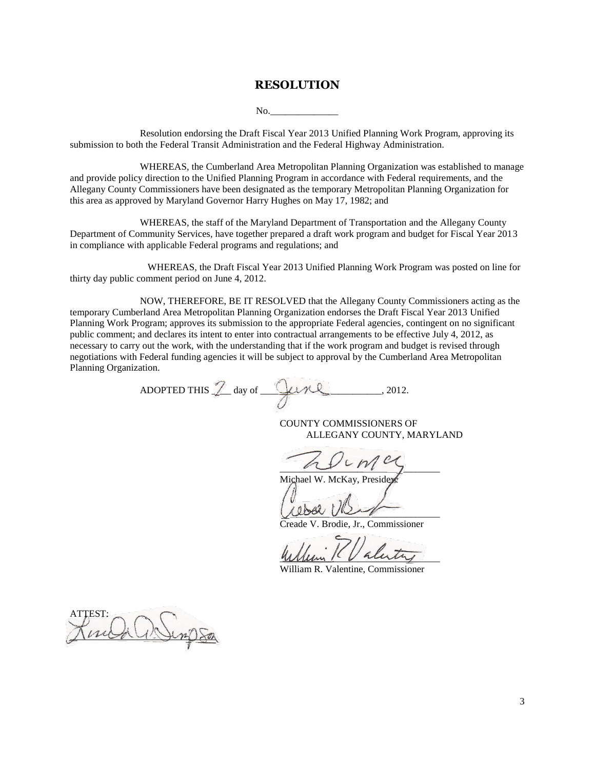# RESOLUTION

No.______________

Resolution endorsing the Draft Fiscal Year 2013 Unified Planning Work Program, approving its submission to both the Federal Transit Administration and the Federal Highway Administration.

WHEREAS, the Cumberland Area Metropolitan Planning Organization was established to manage and provide policy direction to the Unified Planning Program in accordance with Federal requirements, and the Allegany County Commissioners have been designated as the temporary Metropolitan Planning Organization for this area as approved by Maryland Governor Harry Hughes on May 17, 1982; and

WHEREAS, the staff of the Maryland Department of Transportation and the Allegany County Department of Community Services, have together prepared a draft work program and budget for Fiscal Year 2013 in compliance with applicable Federal programs and regulations; and

WHEREAS, the Draft Fiscal Year 2013 Unified Planning Work Program was posted on line for thirty day public comment period on June 4, 2012.

NOW, THEREFORE, BE IT RESOLVED that the Allegany County Commissioners acting as the temporary Cumberland Area Metropolitan Planning Organization endorses the Draft Fiscal Year 2013 Unified Planning Work Program; approves its submission to the appropriate Federal agencies, contingent on no significant public comment; and declares its intent to enter into contractual arrangements to be effective July 4, 2012, as necessary to carry out the work, with the understanding that if the work program and budget is revised through negotiations with Federal funding agencies it will be subject to approval by the Cumberland Area Metropolitan Planning Organization.

ADOPTED THIS 7 day of June, 2012.

COUNTY COMMISSIONERS OF
ALLEGANY COUNTY, MARYLAND

Michael W. McKay, President

Creade V. Brodie, Jr., Commissioner

William R. Valentine, Commissioner

ATTEST: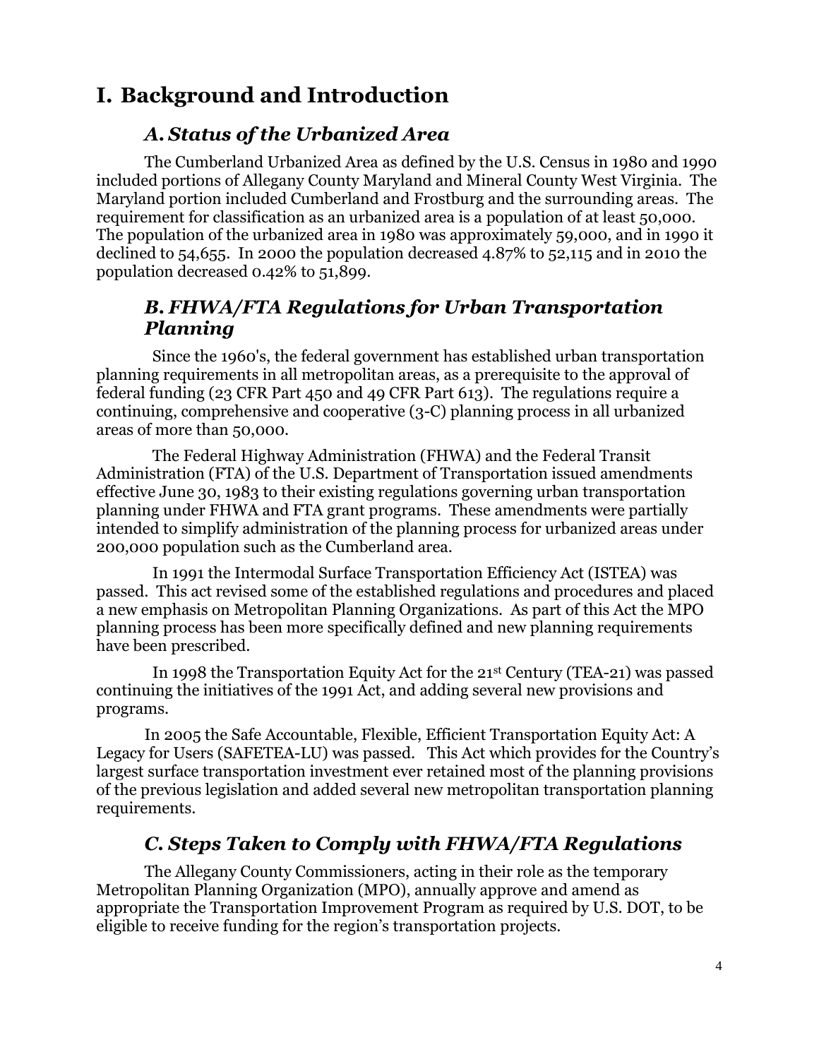# I. Background and Introduction

## *A. Status of the Urbanized Area*

The Cumberland Urbanized Area as defined by the U.S. Census in 1980 and 1990 included portions of Allegany County Maryland and Mineral County West Virginia. The Maryland portion included Cumberland and Frostburg and the surrounding areas. The requirement for classification as an urbanized area is a population of at least 50,000. The population of the urbanized area in 1980 was approximately 59,000, and in 1990 it declined to 54,655. In 2000 the population decreased 4.87% to 52,115 and in 2010 the population decreased 0.42% to 51,899.

## *B. FHWA/FTA Regulations for Urban Transportation Planning*

Since the 1960's, the federal government has established urban transportation planning requirements in all metropolitan areas, as a prerequisite to the approval of federal funding (23 CFR Part 450 and 49 CFR Part 613). The regulations require a continuing, comprehensive and cooperative (3-C) planning process in all urbanized areas of more than 50,000.

The Federal Highway Administration (FHWA) and the Federal Transit Administration (FTA) of the U.S. Department of Transportation issued amendments effective June 30, 1983 to their existing regulations governing urban transportation planning under FHWA and FTA grant programs. These amendments were partially intended to simplify administration of the planning process for urbanized areas under 200,000 population such as the Cumberland area.

In 1991 the Intermodal Surface Transportation Efficiency Act (ISTEA) was passed. This act revised some of the established regulations and procedures and placed a new emphasis on Metropolitan Planning Organizations. As part of this Act the MPO planning process has been more specifically defined and new planning requirements have been prescribed.

In 1998 the Transportation Equity Act for the 21st Century (TEA-21) was passed continuing the initiatives of the 1991 Act, and adding several new provisions and programs.

In 2005 the Safe Accountable, Flexible, Efficient Transportation Equity Act: A Legacy for Users (SAFETEA-LU) was passed. This Act which provides for the Country's largest surface transportation investment ever retained most of the planning provisions of the previous legislation and added several new metropolitan transportation planning requirements.

## *C. Steps Taken to Comply with FHWA/FTA Regulations*

The Allegany County Commissioners, acting in their role as the temporary Metropolitan Planning Organization (MPO), annually approve and amend as appropriate the Transportation Improvement Program as required by U.S. DOT, to be eligible to receive funding for the region's transportation projects.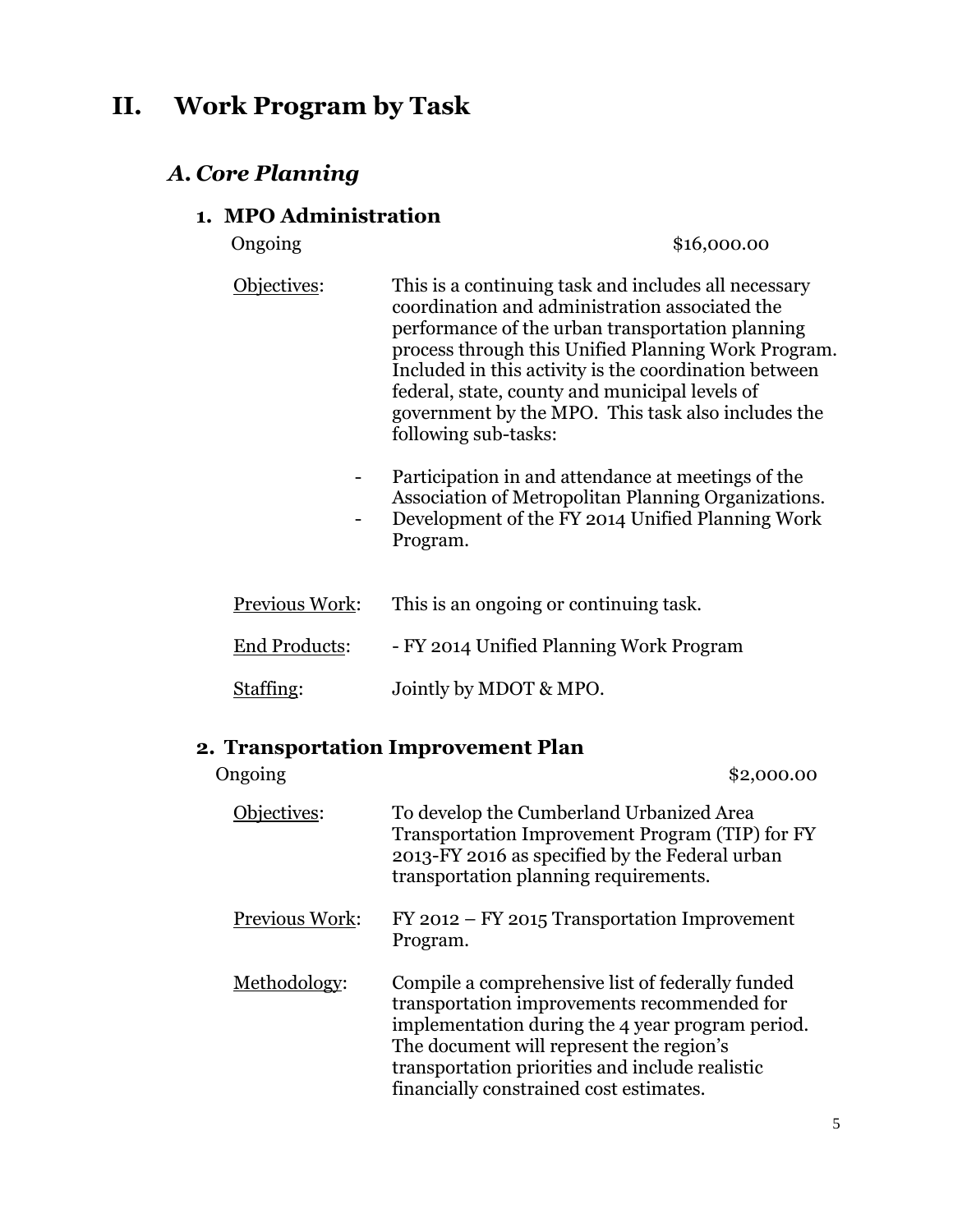# II. Work Program by Task

## A. *Core Planning*

### 1. MPO Administration

Ongoing $16,000.00

Objectives: This is a continuing task and includes all necessary coordination and administration associated the performance of the urban transportation planning process through this Unified Planning Work Program. Included in this activity is the coordination between federal, state, county and municipal levels of government by the MPO. This task also includes the following sub-tasks:

- Participation in and attendance at meetings of the Association of Metropolitan Planning Organizations.
- Development of the FY 2014 Unified Planning Work Program.

Previous Work: This is an ongoing or continuing task.

End Products: - FY 2014 Unified Planning Work Program

Staffing: Jointly by MDOT & MPO.

### 2. Transportation Improvement Plan

Ongoing $2,000.00

Objectives: To develop the Cumberland Urbanized Area Transportation Improvement Program (TIP) for FY 2013-FY 2016 as specified by the Federal urban transportation planning requirements.

Previous Work: FY 2012 – FY 2015 Transportation Improvement Program.

Methodology: Compile a comprehensive list of federally funded transportation improvements recommended for implementation during the 4 year program period. The document will represent the region's transportation priorities and include realistic financially constrained cost estimates.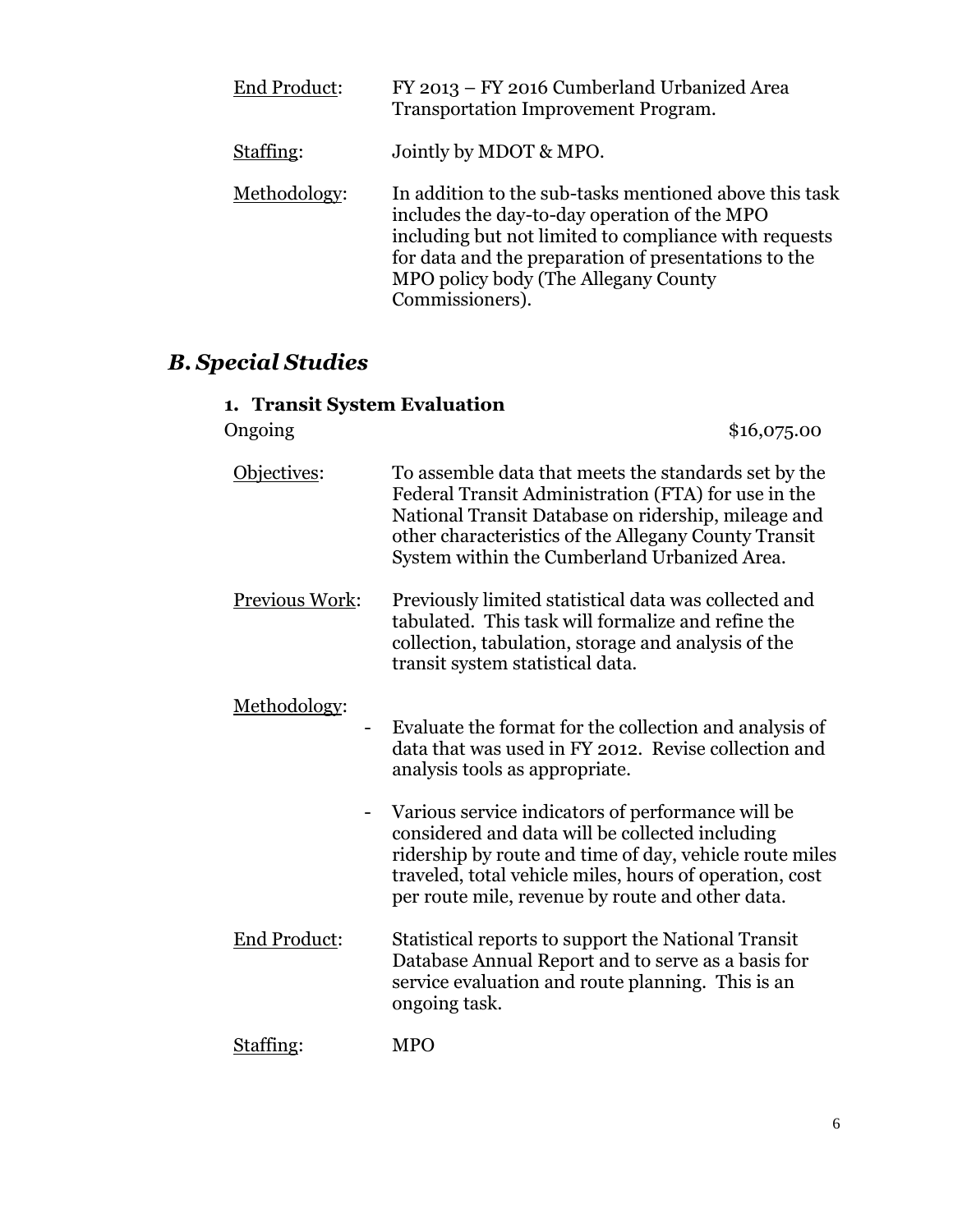End Product: FY 2013 – FY 2016 Cumberland Urbanized Area Transportation Improvement Program.

Staffing: Jointly by MDOT & MPO.

Methodology: In addition to the sub-tasks mentioned above this task includes the day-to-day operation of the MPO including but not limited to compliance with requests for data and the preparation of presentations to the MPO policy body (The Allegany County Commissioners).

## *B. Special Studies*

### 1. Transit System Evaluation

Ongoing $16,075.00

Objectives: To assemble data that meets the standards set by the Federal Transit Administration (FTA) for use in the National Transit Database on ridership, mileage and other characteristics of the Allegany County Transit System within the Cumberland Urbanized Area.

Previous Work: Previously limited statistical data was collected and tabulated. This task will formalize and refine the collection, tabulation, storage and analysis of the transit system statistical data.

Methodology:

- Evaluate the format for the collection and analysis of data that was used in FY 2012. Revise collection and analysis tools as appropriate.

- Various service indicators of performance will be considered and data will be collected including ridership by route and time of day, vehicle route miles traveled, total vehicle miles, hours of operation, cost per route mile, revenue by route and other data.

End Product: Statistical reports to support the National Transit Database Annual Report and to serve as a basis for service evaluation and route planning. This is an ongoing task.

Staffing: MPO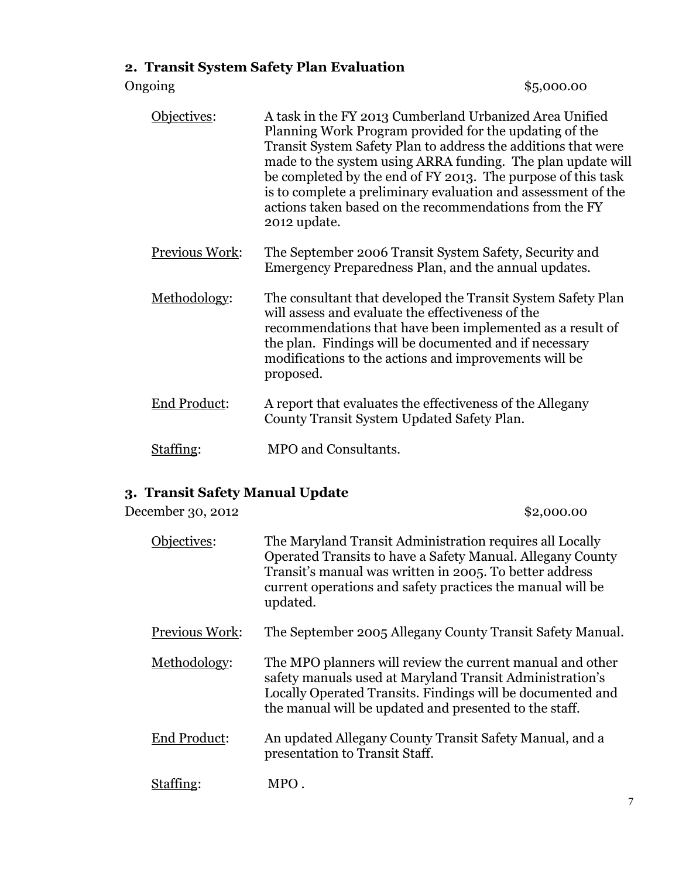## 2. Transit System Safety Plan Evaluation

Ongoing $5,000.00

Objectives: A task in the FY 2013 Cumberland Urbanized Area Unified Planning Work Program provided for the updating of the Transit System Safety Plan to address the additions that were made to the system using ARRA funding. The plan update will be completed by the end of FY 2013. The purpose of this task is to complete a preliminary evaluation and assessment of the actions taken based on the recommendations from the FY 2012 update.

Previous Work: The September 2006 Transit System Safety, Security and Emergency Preparedness Plan, and the annual updates.

Methodology: The consultant that developed the Transit System Safety Plan will assess and evaluate the effectiveness of the recommendations that have been implemented as a result of the plan. Findings will be documented and if necessary modifications to the actions and improvements will be proposed.

End Product: A report that evaluates the effectiveness of the Allegany County Transit System Updated Safety Plan.

Staffing: MPO and Consultants.

## 3. Transit Safety Manual Update

December 30, 2012 $2,000.00

Objectives: The Maryland Transit Administration requires all Locally Operated Transits to have a Safety Manual. Allegany County Transit's manual was written in 2005. To better address current operations and safety practices the manual will be updated.

Previous Work: The September 2005 Allegany County Transit Safety Manual.

Methodology: The MPO planners will review the current manual and other safety manuals used at Maryland Transit Administration's Locally Operated Transits. Findings will be documented and the manual will be updated and presented to the staff.

End Product: An updated Allegany County Transit Safety Manual, and a presentation to Transit Staff.

Staffing: MPO .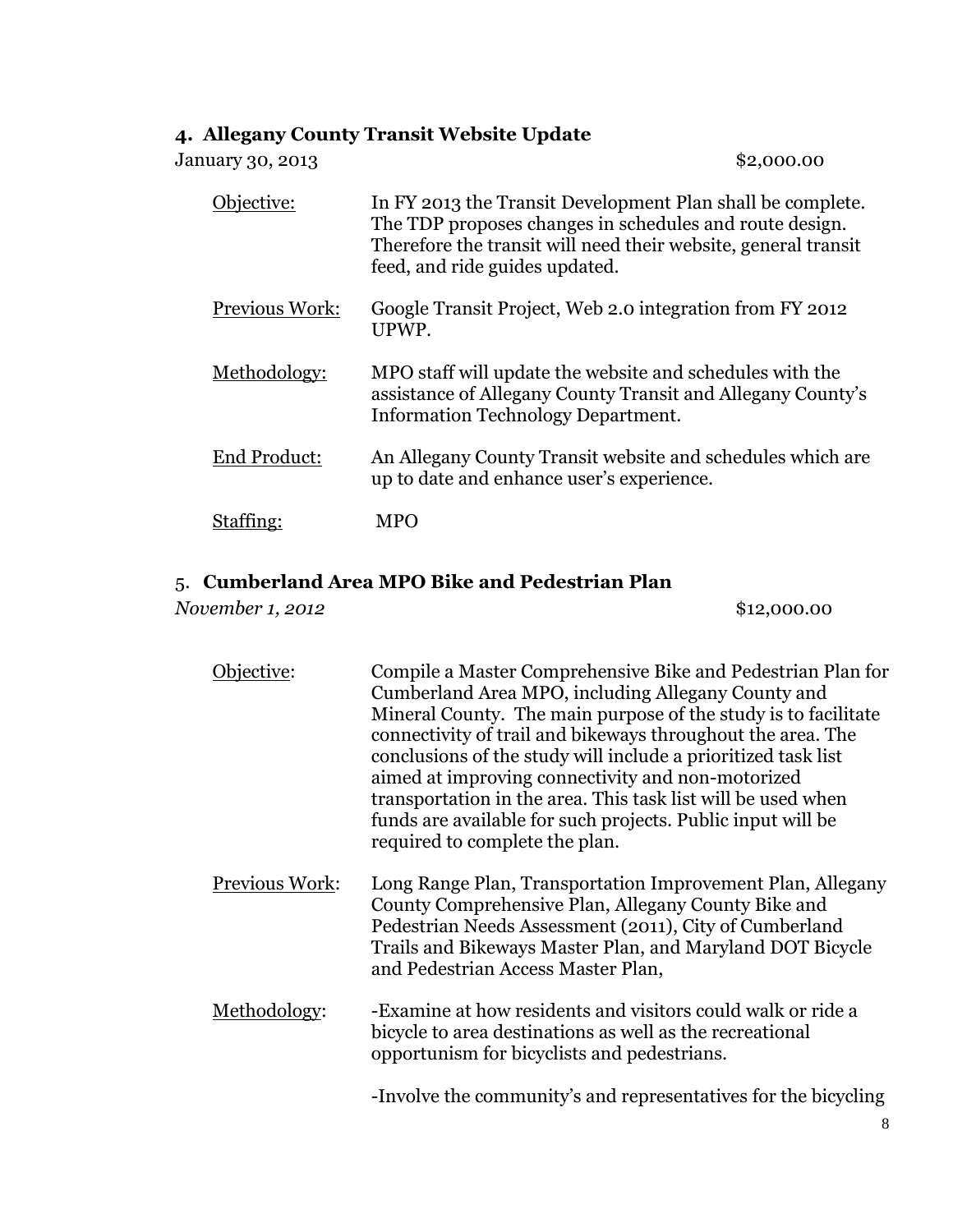### 4. Allegany County Transit Website Update

January 30, 2013 $2,000.00

<u>Objective:</u> In FY 2013 the Transit Development Plan shall be complete. The TDP proposes changes in schedules and route design. Therefore the transit will need their website, general transit feed, and ride guides updated.

<u>Previous Work:</u> Google Transit Project, Web 2.0 integration from FY 2012 UPWP.

<u>Methodology:</u> MPO staff will update the website and schedules with the assistance of Allegany County Transit and Allegany County's Information Technology Department.

<u>End Product:</u> An Allegany County Transit website and schedules which are up to date and enhance user's experience.

<u>Staffing:</u> MPO

### 5. Cumberland Area MPO Bike and Pedestrian Plan

*November 1, 2012* $12,000.00

<u>Objective</u>: Compile a Master Comprehensive Bike and Pedestrian Plan for Cumberland Area MPO, including Allegany County and Mineral County. The main purpose of the study is to facilitate connectivity of trail and bikeways throughout the area. The conclusions of the study will include a prioritized task list aimed at improving connectivity and non-motorized transportation in the area. This task list will be used when funds are available for such projects. Public input will be required to complete the plan.

<u>Previous Work</u>: Long Range Plan, Transportation Improvement Plan, Allegany County Comprehensive Plan, Allegany County Bike and Pedestrian Needs Assessment (2011), City of Cumberland Trails and Bikeways Master Plan, and Maryland DOT Bicycle and Pedestrian Access Master Plan,

<u>Methodology</u>: -Examine at how residents and visitors could walk or ride a bicycle to area destinations as well as the recreational opportunism for bicyclists and pedestrians.

-Involve the community's and representatives for the bicycling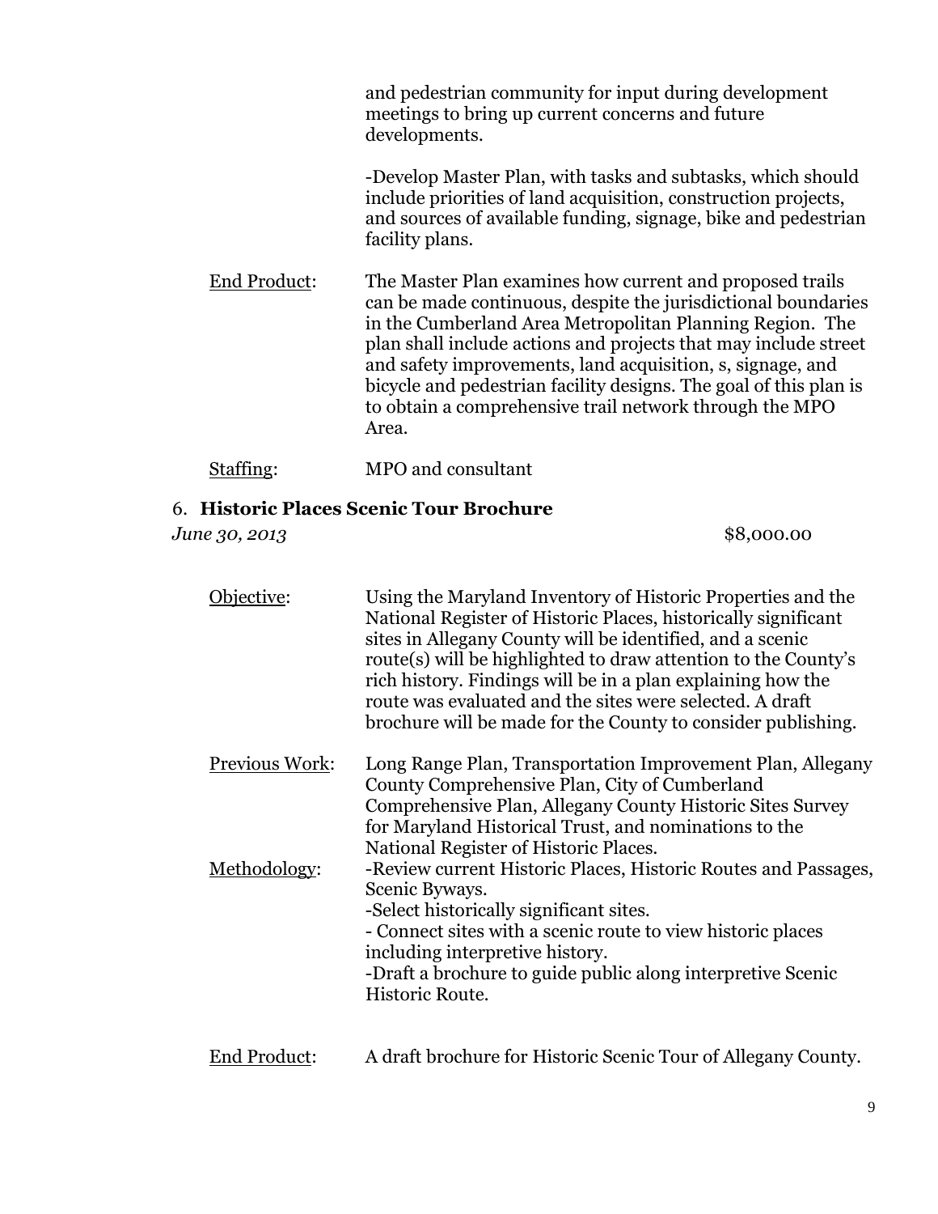and pedestrian community for input during development meetings to bring up current concerns and future developments.

-Develop Master Plan, with tasks and subtasks, which should include priorities of land acquisition, construction projects, and sources of available funding, signage, bike and pedestrian facility plans.

<u>End Product</u>: The Master Plan examines how current and proposed trails can be made continuous, despite the jurisdictional boundaries in the Cumberland Area Metropolitan Planning Region. The plan shall include actions and projects that may include street and safety improvements, land acquisition, s, signage, and bicycle and pedestrian facility designs. The goal of this plan is to obtain a comprehensive trail network through the MPO Area.

<u>Staffing</u>: MPO and consultant

### 6. **Historic Places Scenic Tour Brochure**

*June 30, 2013* $8,000.00

<u>Objective</u>: Using the Maryland Inventory of Historic Properties and the National Register of Historic Places, historically significant sites in Allegany County will be identified, and a scenic route(s) will be highlighted to draw attention to the County's rich history. Findings will be in a plan explaining how the route was evaluated and the sites were selected. A draft brochure will be made for the County to consider publishing.

<u>Previous Work</u>: Long Range Plan, Transportation Improvement Plan, Allegany County Comprehensive Plan, City of Cumberland Comprehensive Plan, Allegany County Historic Sites Survey for Maryland Historical Trust, and nominations to the National Register of Historic Places.

<u>Methodology</u>: -Review current Historic Places, Historic Routes and Passages, Scenic Byways.
-Select historically significant sites.
- Connect sites with a scenic route to view historic places including interpretive history.
-Draft a brochure to guide public along interpretive Scenic Historic Route.

<u>End Product</u>: A draft brochure for Historic Scenic Tour of Allegany County.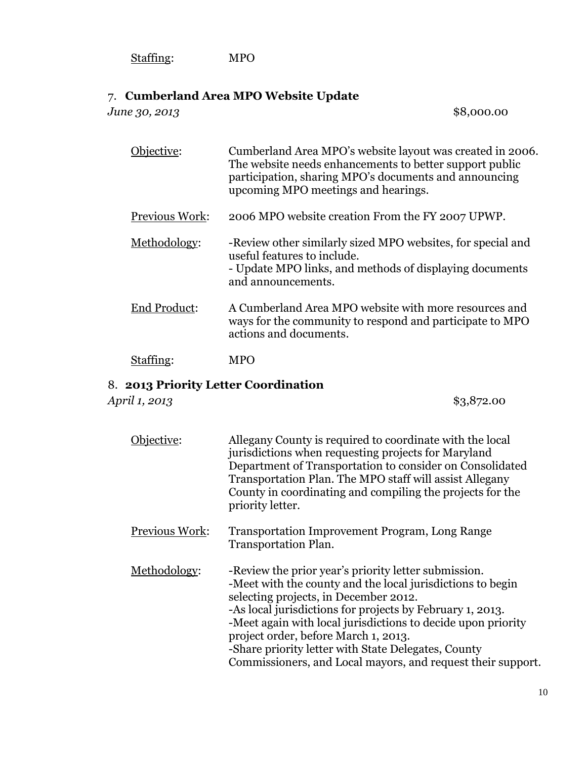Staffing: MPO

### 7. **Cumberland Area MPO Website Update**

*June 30, 2013* $8,000.00

Objective: Cumberland Area MPO's website layout was created in 2006. The website needs enhancements to better support public participation, sharing MPO's documents and announcing upcoming MPO meetings and hearings.

Previous Work: 2006 MPO website creation From the FY 2007 UPWP.

Methodology:
-Review other similarly sized MPO websites, for special and useful features to include.
- Update MPO links, and methods of displaying documents and announcements.

End Product: A Cumberland Area MPO website with more resources and ways for the community to respond and participate to MPO actions and documents.

Staffing: MPO

### 8. **2013 Priority Letter Coordination**

*April 1, 2013* $3,872.00

Objective: Allegany County is required to coordinate with the local jurisdictions when requesting projects for Maryland Department of Transportation to consider on Consolidated Transportation Plan. The MPO staff will assist Allegany County in coordinating and compiling the projects for the priority letter.

Previous Work: Transportation Improvement Program, Long Range Transportation Plan.

Methodology:
-Review the prior year's priority letter submission.
-Meet with the county and the local jurisdictions to begin selecting projects, in December 2012.
-As local jurisdictions for projects by February 1, 2013.
-Meet again with local jurisdictions to decide upon priority project order, before March 1, 2013.
-Share priority letter with State Delegates, County Commissioners, and Local mayors, and request their support.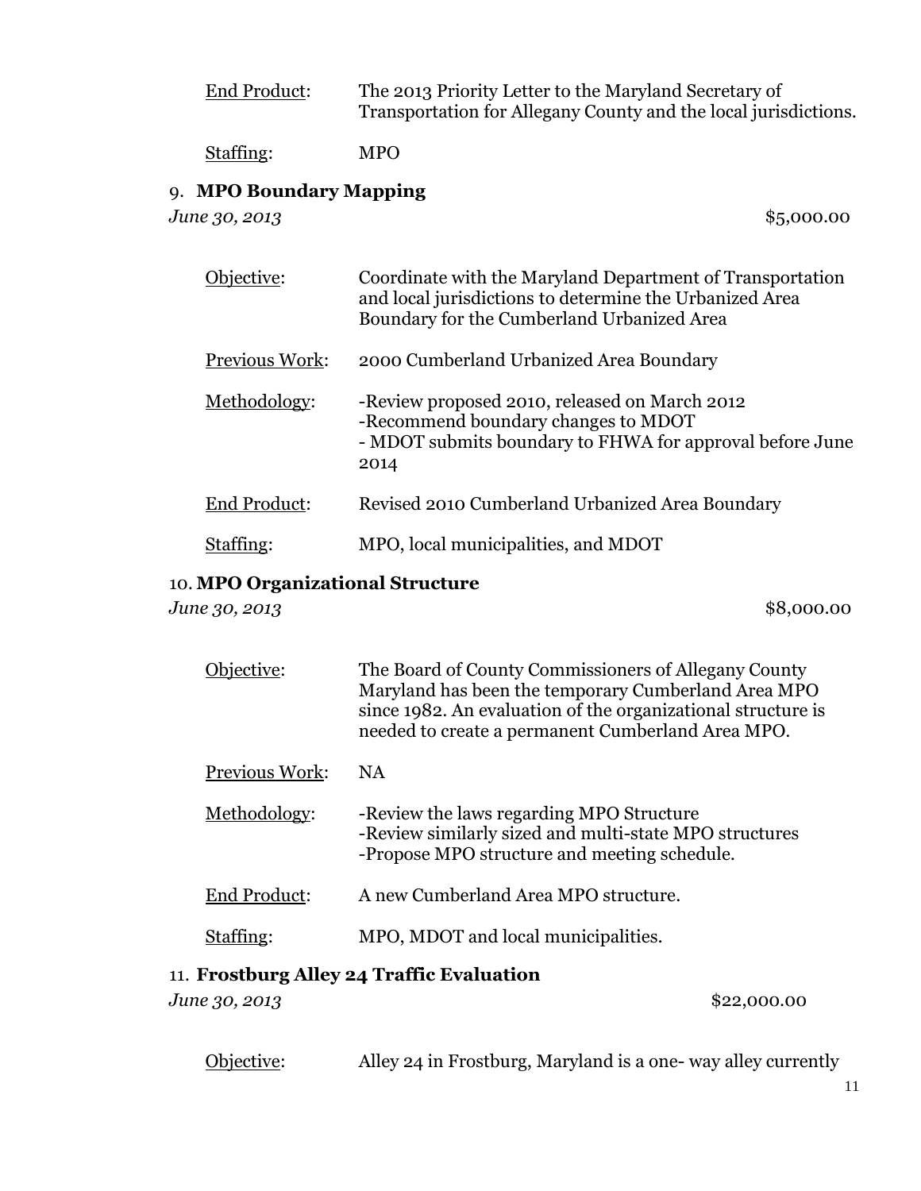<u>End Product</u>: The 2013 Priority Letter to the Maryland Secretary of Transportation for Allegany County and the local jurisdictions.

<u>Staffing</u>: MPO

### 9. **MPO Boundary Mapping**

*June 30, 2013* $5,000.00

<u>Objective</u>: Coordinate with the Maryland Department of Transportation and local jurisdictions to determine the Urbanized Area Boundary for the Cumberland Urbanized Area

<u>Previous Work</u>: 2000 Cumberland Urbanized Area Boundary

<u>Methodology</u>:
- -Review proposed 2010, released on March 2012
- -Recommend boundary changes to MDOT
- - MDOT submits boundary to FHWA for approval before June 2014

<u>End Product</u>: Revised 2010 Cumberland Urbanized Area Boundary

<u>Staffing</u>: MPO, local municipalities, and MDOT

### 10. **MPO Organizational Structure**

*June 30, 2013* $8,000.00

<u>Objective</u>: The Board of County Commissioners of Allegany County Maryland has been the temporary Cumberland Area MPO since 1982. An evaluation of the organizational structure is needed to create a permanent Cumberland Area MPO.

<u>Previous Work</u>: NA

<u>Methodology</u>:
- -Review the laws regarding MPO Structure
- -Review similarly sized and multi-state MPO structures
- -Propose MPO structure and meeting schedule.

<u>End Product</u>: A new Cumberland Area MPO structure.

<u>Staffing</u>: MPO, MDOT and local municipalities.

### 11. **Frostburg Alley 24 Traffic Evaluation**

*June 30, 2013* $22,000.00

<u>Objective</u>: Alley 24 in Frostburg, Maryland is a one- way alley currently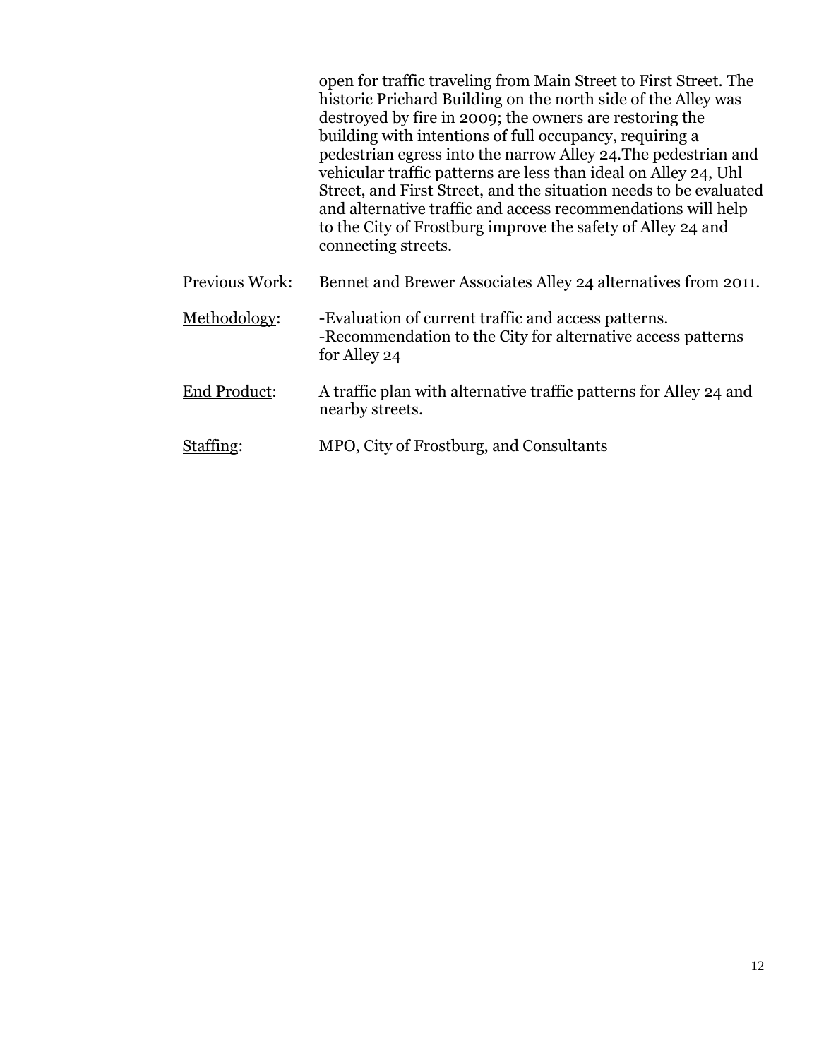open for traffic traveling from Main Street to First Street. The historic Prichard Building on the north side of the Alley was destroyed by fire in 2009; the owners are restoring the building with intentions of full occupancy, requiring a pedestrian egress into the narrow Alley 24.The pedestrian and vehicular traffic patterns are less than ideal on Alley 24, Uhl Street, and First Street, and the situation needs to be evaluated and alternative traffic and access recommendations will help to the City of Frostburg improve the safety of Alley 24 and connecting streets.

Previous Work: Bennet and Brewer Associates Alley 24 alternatives from 2011.

Methodology: -Evaluation of current traffic and access patterns.
-Recommendation to the City for alternative access patterns for Alley 24

End Product: A traffic plan with alternative traffic patterns for Alley 24 and nearby streets.

Staffing: MPO, City of Frostburg, and Consultants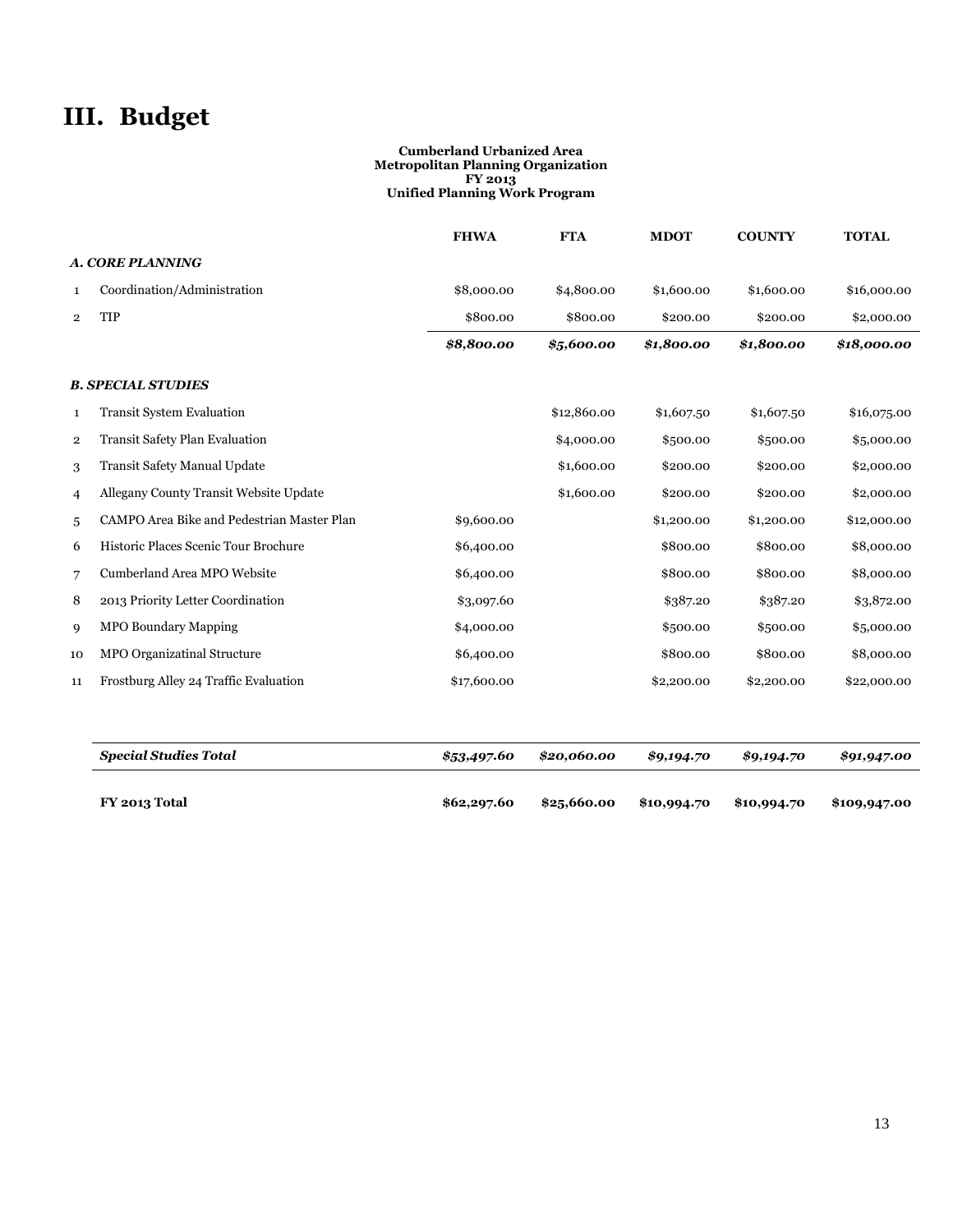# III. Budget

**Cumberland Urbanized Area**
**Metropolitan Planning Organization**
**FY 2013**
**Unified Planning Work Program**

| | | FHWA | FTA | MDOT | COUNTY | TOTAL |
|---|---|---|---|---|---|---|
| ***A. CORE PLANNING*** | | | | | | |
| 1 | Coordination/Administration | $8,000.00 | $4,800.00 | $1,600.00 | $1,600.00 | $16,000.00 |
| 2 | TIP | $800.00 | $800.00 | $200.00 | $200.00 | $2,000.00 |
| | | ***$8,800.00*** | ***$5,600.00*** | ***$1,800.00*** | ***$1,800.00*** | ***$18,000.00*** |
| ***B. SPECIAL STUDIES*** | | | | | | |
| 1 | Transit System Evaluation | | $12,860.00 | $1,607.50 | $1,607.50 | $16,075.00 |
| 2 | Transit Safety Plan Evaluation | | $4,000.00 | $500.00 | $500.00 | $5,000.00 |
| 3 | Transit Safety Manual Update | | $1,600.00 | $200.00 | $200.00 | $2,000.00 |
| 4 | Allegany County Transit Website Update | | $1,600.00 | $200.00 | $200.00 | $2,000.00 |
| 5 | CAMPO Area Bike and Pedestrian Master Plan | $9,600.00 | | $1,200.00 | $1,200.00 | $12,000.00 |
| 6 | Historic Places Scenic Tour Brochure | $6,400.00 | | $800.00 | $800.00 | $8,000.00 |
| 7 | Cumberland Area MPO Website | $6,400.00 | | $800.00 | $800.00 | $8,000.00 |
| 8 | 2013 Priority Letter Coordination | $3,097.60 | | $387.20 | $387.20 | $3,872.00 |
| 9 | MPO Boundary Mapping | $4,000.00 | | $500.00 | $500.00 | $5,000.00 |
| 10 | MPO Organizatinal Structure | $6,400.00 | | $800.00 | $800.00 | $8,000.00 |
| 11 | Frostburg Alley 24 Traffic Evaluation | $17,600.00 | | $2,200.00 | $2,200.00 | $22,000.00 |
| | ***Special Studies Total*** | ***$53,497.60*** | ***$20,060.00*** | ***$9,194.70*** | ***$9,194.70*** | ***$91,947.00*** |
| | **FY 2013 Total** | **$62,297.60** | **$25,660.00** | **$10,994.70** | **$10,994.70** | **$109,947.00** |